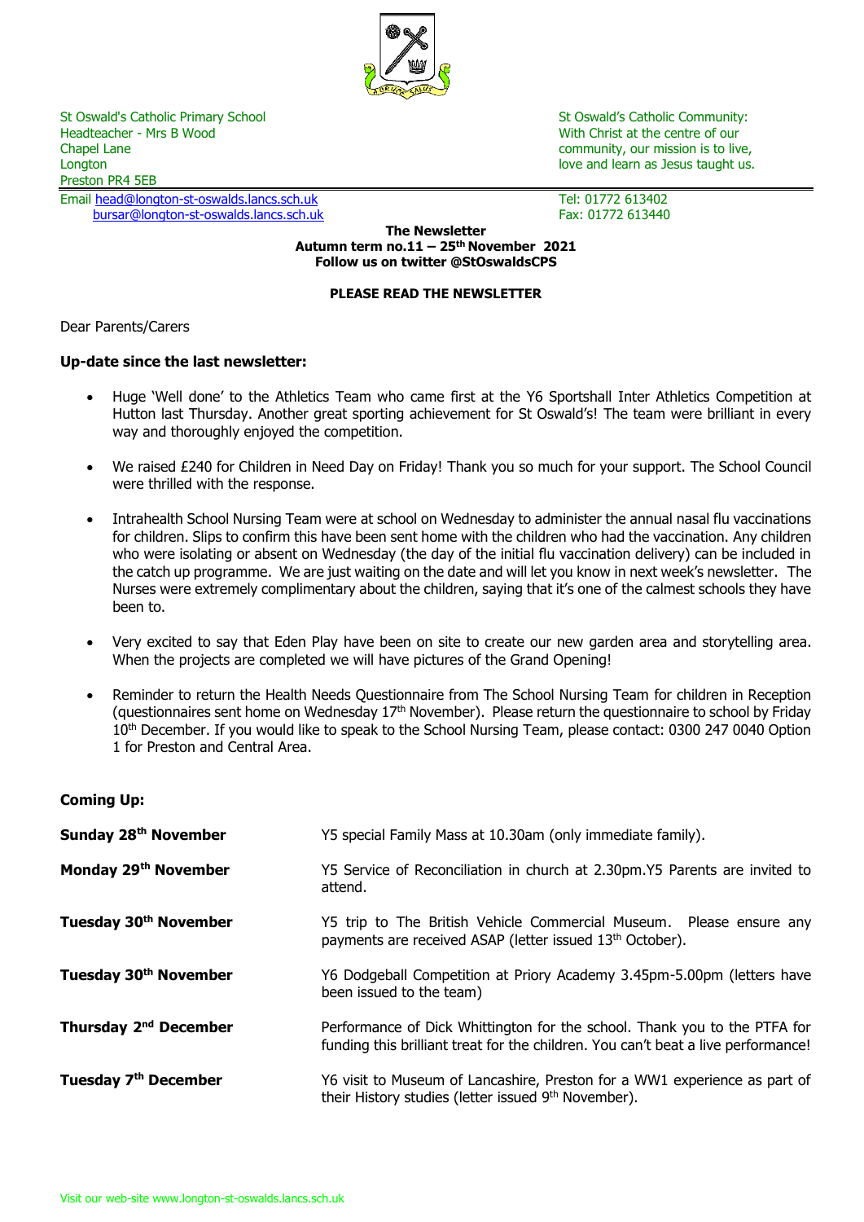St Oswald's Catholic Primary School
Headteacher - Mrs B Wood
Chapel Lane
Longton
Preston PR4 5EB

St Oswald's Catholic Community:
With Christ at the centre of our community, our mission is to live, love and learn as Jesus taught us.

Email head@longton-st-oswalds.lancs.sch.uk
bursar@longton-st-oswalds.lancs.sch.uk

Tel: 01772 613402
Fax: 01772 613440

**The Newsletter**
**Autumn term no.11 – 25th November 2021**
**Follow us on twitter @StOswaldsCPS**

**PLEASE READ THE NEWSLETTER**

Dear Parents/Carers

**Up-date since the last newsletter:**

- Huge 'Well done' to the Athletics Team who came first at the Y6 Sportshall Inter Athletics Competition at Hutton last Thursday. Another great sporting achievement for St Oswald's! The team were brilliant in every way and thoroughly enjoyed the competition.

- We raised £240 for Children in Need Day on Friday! Thank you so much for your support. The School Council were thrilled with the response.

- Intrahealth School Nursing Team were at school on Wednesday to administer the annual nasal flu vaccinations for children. Slips to confirm this have been sent home with the children who had the vaccination. Any children who were isolating or absent on Wednesday (the day of the initial flu vaccination delivery) can be included in the catch up programme. We are just waiting on the date and will let you know in next week's newsletter. The Nurses were extremely complimentary about the children, saying that it's one of the calmest schools they have been to.

- Very excited to say that Eden Play have been on site to create our new garden area and storytelling area. When the projects are completed we will have pictures of the Grand Opening!

- Reminder to return the Health Needs Questionnaire from The School Nursing Team for children in Reception (questionnaires sent home on Wednesday 17th November). Please return the questionnaire to school by Friday 10th December. If you would like to speak to the School Nursing Team, please contact: 0300 247 0040 Option 1 for Preston and Central Area.

**Coming Up:**

| | |
|---|---|
| **Sunday 28th November** | Y5 special Family Mass at 10.30am (only immediate family). |
| **Monday 29th November** | Y5 Service of Reconciliation in church at 2.30pm.Y5 Parents are invited to attend. |
| **Tuesday 30th November** | Y5 trip to The British Vehicle Commercial Museum. Please ensure any payments are received ASAP (letter issued 13th October). |
| **Tuesday 30th November** | Y6 Dodgeball Competition at Priory Academy 3.45pm-5.00pm (letters have been issued to the team) |
| **Thursday 2nd December** | Performance of Dick Whittington for the school. Thank you to the PTFA for funding this brilliant treat for the children. You can't beat a live performance! |
| **Tuesday 7th December** | Y6 visit to Museum of Lancashire, Preston for a WW1 experience as part of their History studies (letter issued 9th November). |

Visit our web-site www.longton-st-oswalds.lancs.sch.uk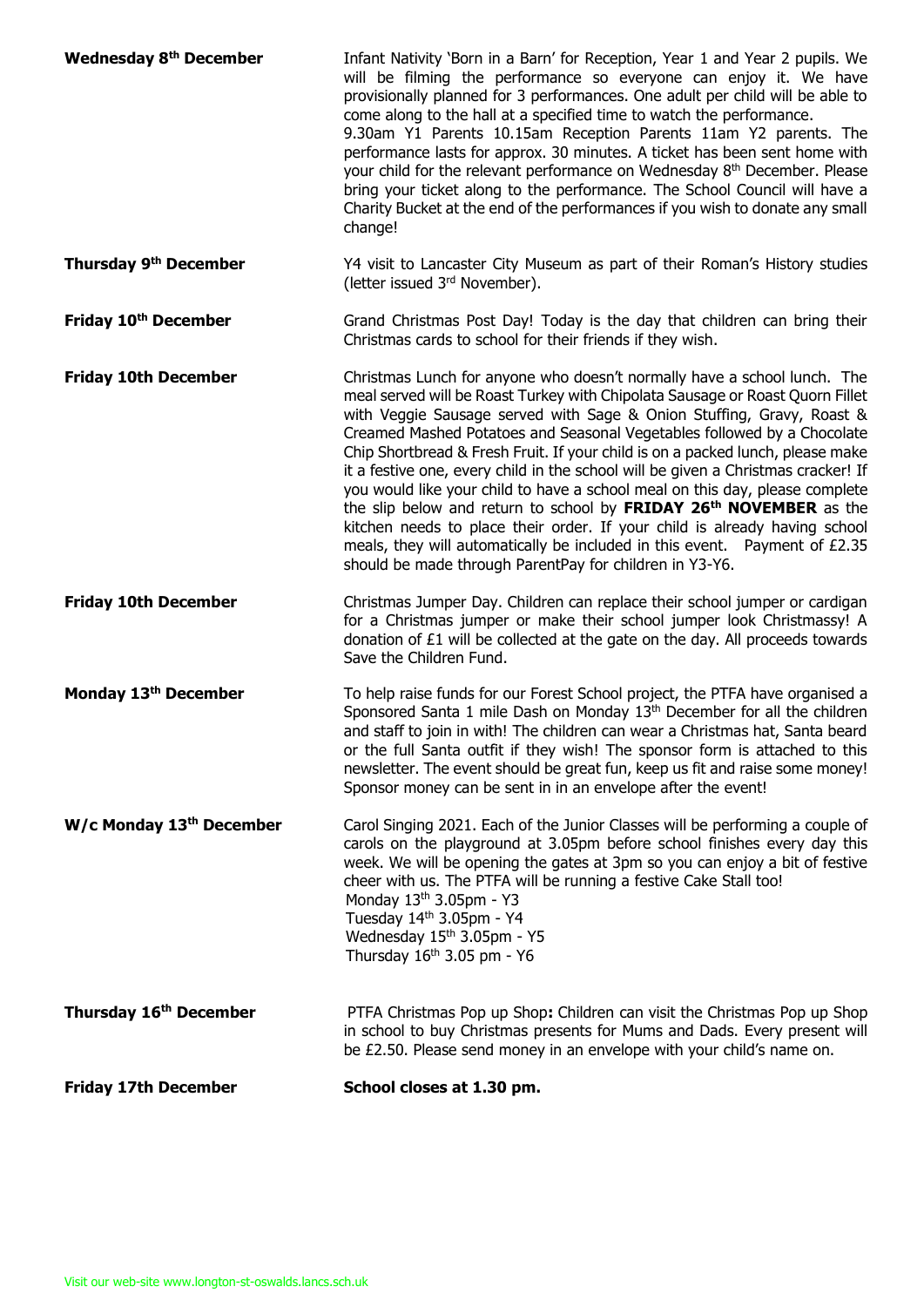**Wednesday 8th December**

Infant Nativity 'Born in a Barn' for Reception, Year 1 and Year 2 pupils. We will be filming the performance so everyone can enjoy it. We have provisionally planned for 3 performances. One adult per child will be able to come along to the hall at a specified time to watch the performance. 9.30am Y1 Parents 10.15am Reception Parents 11am Y2 parents. The performance lasts for approx. 30 minutes. A ticket has been sent home with your child for the relevant performance on Wednesday 8th December. Please bring your ticket along to the performance. The School Council will have a Charity Bucket at the end of the performances if you wish to donate any small change!

**Thursday 9th December**

Y4 visit to Lancaster City Museum as part of their Roman's History studies (letter issued 3rd November).

**Friday 10th December**

Grand Christmas Post Day! Today is the day that children can bring their Christmas cards to school for their friends if they wish.

**Friday 10th December**

Christmas Lunch for anyone who doesn't normally have a school lunch. The meal served will be Roast Turkey with Chipolata Sausage or Roast Quorn Fillet with Veggie Sausage served with Sage & Onion Stuffing, Gravy, Roast & Creamed Mashed Potatoes and Seasonal Vegetables followed by a Chocolate Chip Shortbread & Fresh Fruit. If your child is on a packed lunch, please make it a festive one, every child in the school will be given a Christmas cracker! If you would like your child to have a school meal on this day, please complete the slip below and return to school by **FRIDAY 26th NOVEMBER** as the kitchen needs to place their order. If your child is already having school meals, they will automatically be included in this event. Payment of £2.35 should be made through ParentPay for children in Y3-Y6.

**Friday 10th December**

Christmas Jumper Day. Children can replace their school jumper or cardigan for a Christmas jumper or make their school jumper look Christmassy! A donation of £1 will be collected at the gate on the day. All proceeds towards Save the Children Fund.

**Monday 13th December**

To help raise funds for our Forest School project, the PTFA have organised a Sponsored Santa 1 mile Dash on Monday 13th December for all the children and staff to join in with! The children can wear a Christmas hat, Santa beard or the full Santa outfit if they wish! The sponsor form is attached to this newsletter. The event should be great fun, keep us fit and raise some money! Sponsor money can be sent in in an envelope after the event!

**W/c Monday 13th December**

Carol Singing 2021. Each of the Junior Classes will be performing a couple of carols on the playground at 3.05pm before school finishes every day this week. We will be opening the gates at 3pm so you can enjoy a bit of festive cheer with us. The PTFA will be running a festive Cake Stall too!
Monday 13th 3.05pm - Y3
Tuesday 14th 3.05pm - Y4
Wednesday 15th 3.05pm - Y5
Thursday 16th 3.05 pm - Y6

**Thursday 16th December**

PTFA Christmas Pop up Shop**:** Children can visit the Christmas Pop up Shop in school to buy Christmas presents for Mums and Dads. Every present will be £2.50. Please send money in an envelope with your child's name on.

**Friday 17th December**

**School closes at 1.30 pm.**

Visit our web-site www.longton-st-oswalds.lancs.sch.uk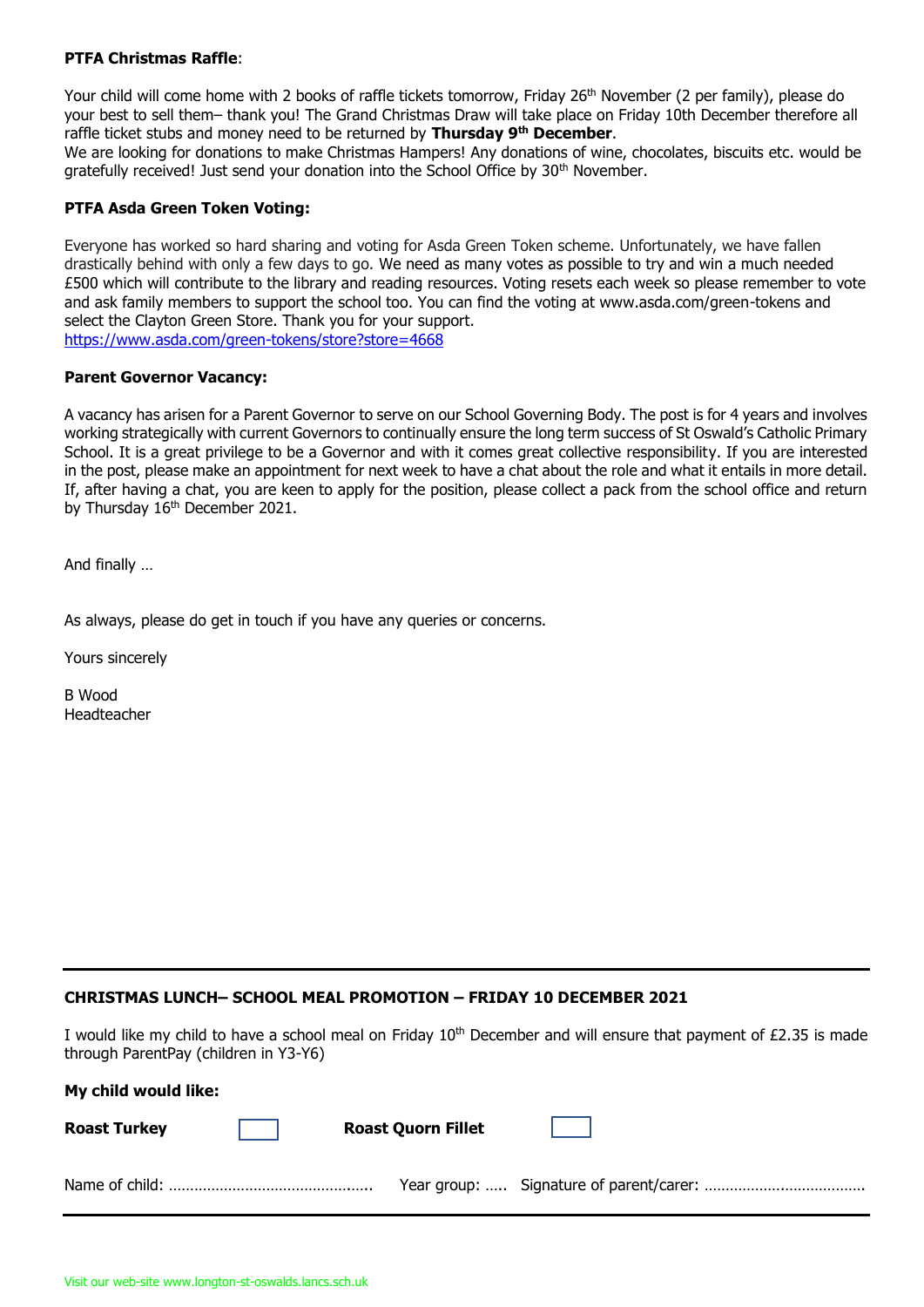**PTFA Christmas Raffle**:

Your child will come home with 2 books of raffle tickets tomorrow, Friday 26th November (2 per family), please do your best to sell them– thank you! The Grand Christmas Draw will take place on Friday 10th December therefore all raffle ticket stubs and money need to be returned by **Thursday 9th December**.
We are looking for donations to make Christmas Hampers! Any donations of wine, chocolates, biscuits etc. would be gratefully received! Just send your donation into the School Office by 30th November.

**PTFA Asda Green Token Voting:**

Everyone has worked so hard sharing and voting for Asda Green Token scheme. Unfortunately, we have fallen drastically behind with only a few days to go. We need as many votes as possible to try and win a much needed £500 which will contribute to the library and reading resources. Voting resets each week so please remember to vote and ask family members to support the school too. You can find the voting at www.asda.com/green-tokens and select the Clayton Green Store. Thank you for your support.
https://www.asda.com/green-tokens/store?store=4668

**Parent Governor Vacancy:**

A vacancy has arisen for a Parent Governor to serve on our School Governing Body. The post is for 4 years and involves working strategically with current Governors to continually ensure the long term success of St Oswald's Catholic Primary School. It is a great privilege to be a Governor and with it comes great collective responsibility. If you are interested in the post, please make an appointment for next week to have a chat about the role and what it entails in more detail. If, after having a chat, you are keen to apply for the position, please collect a pack from the school office and return by Thursday 16th December 2021.

And finally …

As always, please do get in touch if you have any queries or concerns.

Yours sincerely

B Wood
Headteacher

---

**CHRISTMAS LUNCH– SCHOOL MEAL PROMOTION – FRIDAY 10 DECEMBER 2021**

I would like my child to have a school meal on Friday 10th December and will ensure that payment of £2.35 is made through ParentPay (children in Y3-Y6)

**My child would like:**

**Roast Turkey** ☐ **Roast Quorn Fillet** ☐

Name of child: ………………………………….…. Year group: ….. Signature of parent/carer: ……………….………………

---

Visit our web-site www.longton-st-oswalds.lancs.sch.uk